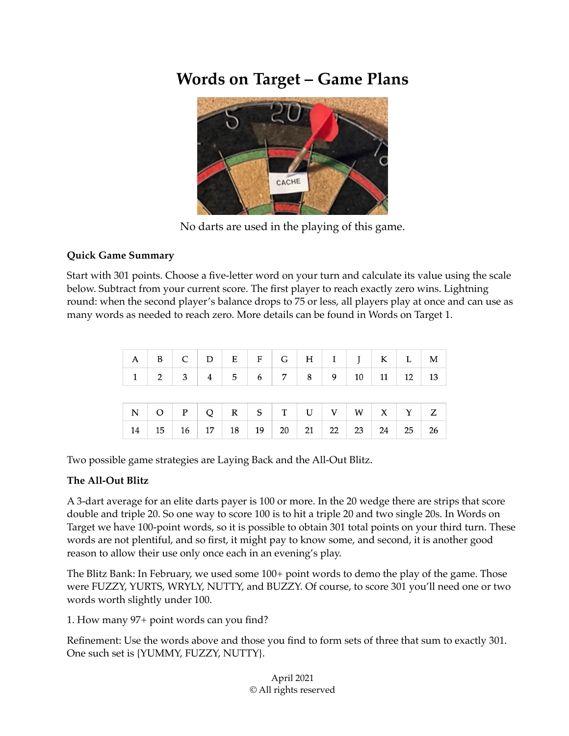# Words on Target – Game Plans

No darts are used in the playing of this game.

**Quick Game Summary**

Start with 301 points. Choose a five-letter word on your turn and calculate its value using the scale below. Subtract from your current score. The first player to reach exactly zero wins. Lightning round: when the second player's balance drops to 75 or less, all players play at once and can use as many words as needed to reach zero. More details can be found in Words on Target 1.

| A | B | C | D | E | F | G | H | I | J | K | L | M |
|---|---|---|---|---|---|---|---|---|---|---|---|---|
| 1 | 2 | 3 | 4 | 5 | 6 | 7 | 8 | 9 | 10 | 11 | 12 | 13 |

| N | O | P | Q | R | S | T | U | V | W | X | Y | Z |
|---|---|---|---|---|---|---|---|---|---|---|---|---|
| 14 | 15 | 16 | 17 | 18 | 19 | 20 | 21 | 22 | 23 | 24 | 25 | 26 |

Two possible game strategies are Laying Back and the All-Out Blitz.

**The All-Out Blitz**

A 3-dart average for an elite darts payer is 100 or more. In the 20 wedge there are strips that score double and triple 20. So one way to score 100 is to hit a triple 20 and two single 20s. In Words on Target we have 100-point words, so it is possible to obtain 301 total points on your third turn. These words are not plentiful, and so first, it might pay to know some, and second, it is another good reason to allow their use only once each in an evening's play.

The Blitz Bank: In February, we used some 100+ point words to demo the play of the game. Those were FUZZY, YURTS, WRYLY, NUTTY, and BUZZY. Of course, to score 301 you'll need one or two words worth slightly under 100.

1. How many 97+ point words can you find?

Refinement: Use the words above and those you find to form sets of three that sum to exactly 301. One such set is {YUMMY, FUZZY, NUTTY}.

April 2021
© All rights reserved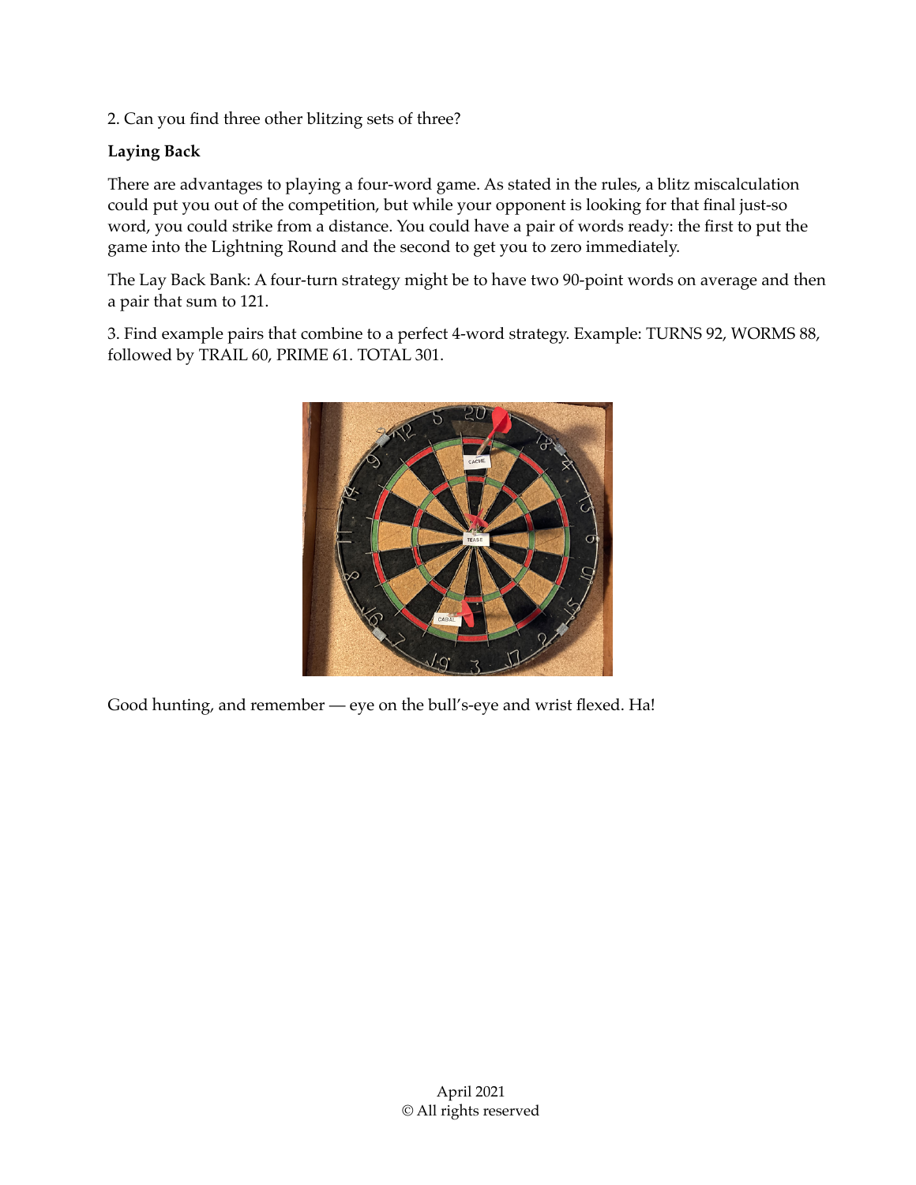2. Can you find three other blitzing sets of three?

**Laying Back**

There are advantages to playing a four-word game. As stated in the rules, a blitz miscalculation could put you out of the competition, but while your opponent is looking for that final just-so word, you could strike from a distance. You could have a pair of words ready: the first to put the game into the Lightning Round and the second to get you to zero immediately.

The Lay Back Bank: A four-turn strategy might be to have two 90-point words on average and then a pair that sum to 121.

3. Find example pairs that combine to a perfect 4-word strategy. Example: TURNS 92, WORMS 88, followed by TRAIL 60, PRIME 61. TOTAL 301.

Good hunting, and remember — eye on the bull's-eye and wrist flexed. Ha!

April 2021
© All rights reserved